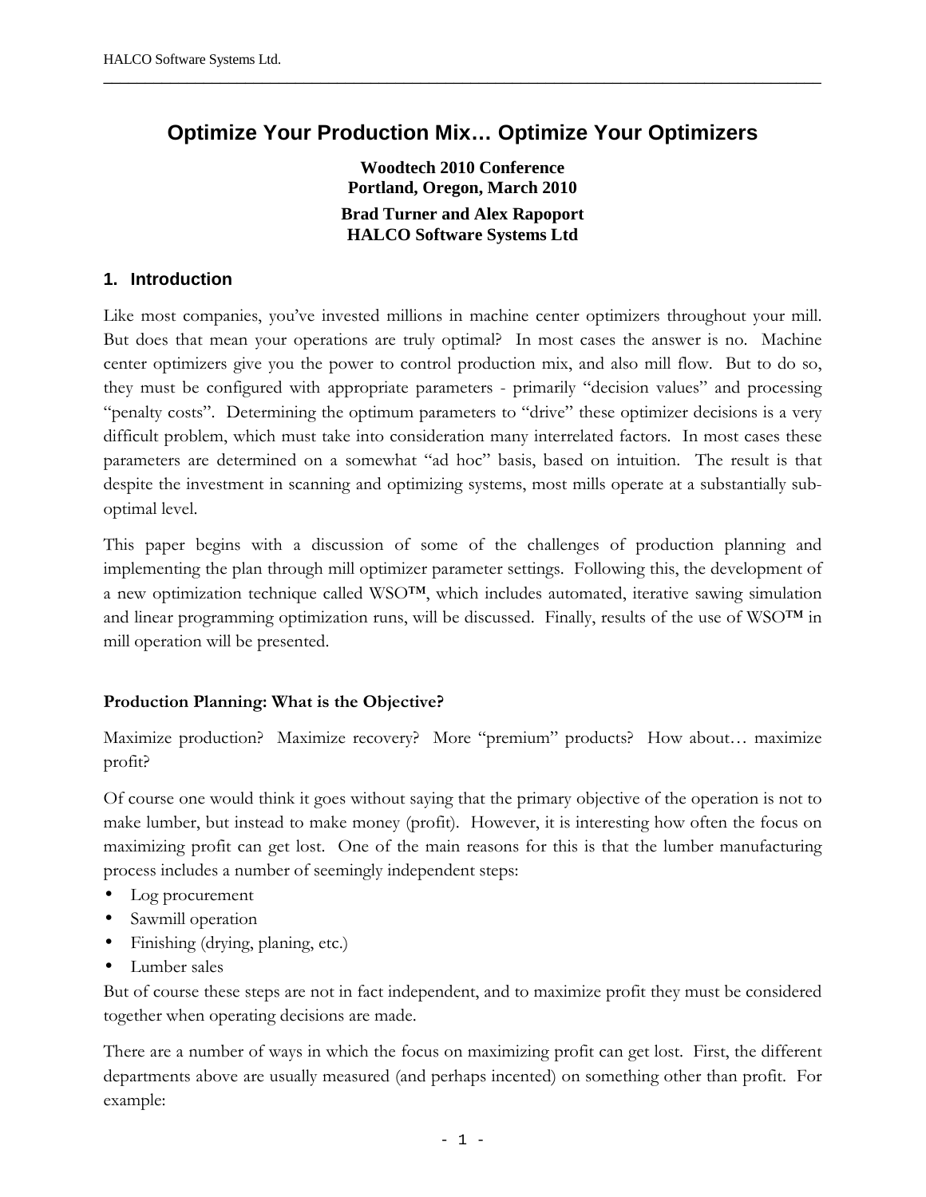# Optimize Your Production Mix… Optimize Your Optimizers

**Woodtech 2010 Conference**
**Portland, Oregon, March 2010**

**Brad Turner and Alex Rapoport**
**HALCO Software Systems Ltd**

## 1. Introduction

Like most companies, you've invested millions in machine center optimizers throughout your mill. But does that mean your operations are truly optimal? In most cases the answer is no. Machine center optimizers give you the power to control production mix, and also mill flow. But to do so, they must be configured with appropriate parameters - primarily "decision values" and processing "penalty costs". Determining the optimum parameters to "drive" these optimizer decisions is a very difficult problem, which must take into consideration many interrelated factors. In most cases these parameters are determined on a somewhat "ad hoc" basis, based on intuition. The result is that despite the investment in scanning and optimizing systems, most mills operate at a substantially sub-optimal level.

This paper begins with a discussion of some of the challenges of production planning and implementing the plan through mill optimizer parameter settings. Following this, the development of a new optimization technique called WSO™, which includes automated, iterative sawing simulation and linear programming optimization runs, will be discussed. Finally, results of the use of WSO™ in mill operation will be presented.

### Production Planning: What is the Objective?

Maximize production? Maximize recovery? More "premium" products? How about… maximize profit?

Of course one would think it goes without saying that the primary objective of the operation is not to make lumber, but instead to make money (profit). However, it is interesting how often the focus on maximizing profit can get lost. One of the main reasons for this is that the lumber manufacturing process includes a number of seemingly independent steps:

- Log procurement
- Sawmill operation
- Finishing (drying, planing, etc.)
- Lumber sales

But of course these steps are not in fact independent, and to maximize profit they must be considered together when operating decisions are made.

There are a number of ways in which the focus on maximizing profit can get lost. First, the different departments above are usually measured (and perhaps incented) on something other than profit. For example: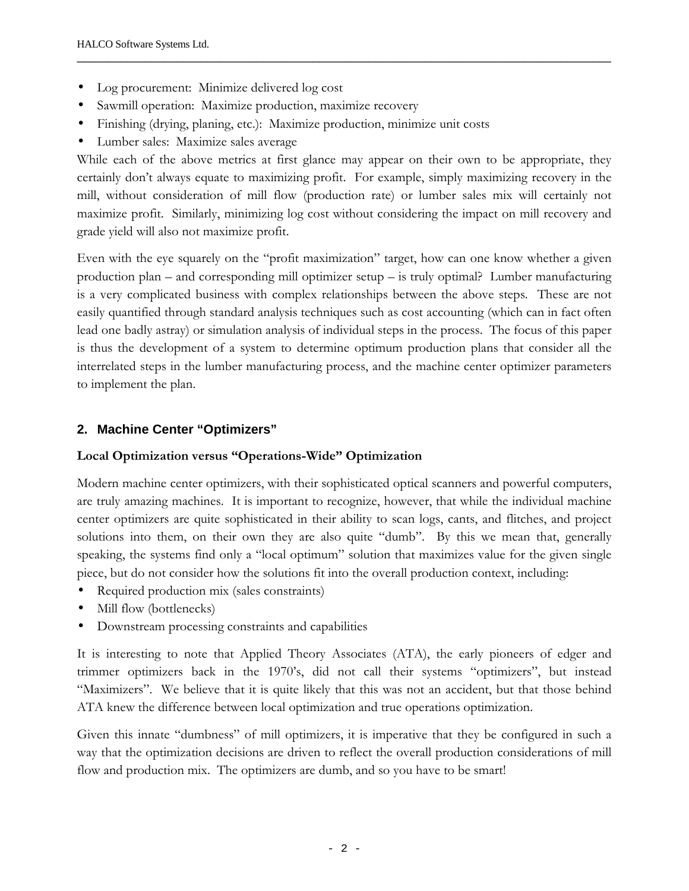- Log procurement: Minimize delivered log cost
- Sawmill operation: Maximize production, maximize recovery
- Finishing (drying, planing, etc.): Maximize production, minimize unit costs
- Lumber sales: Maximize sales average

While each of the above metrics at first glance may appear on their own to be appropriate, they certainly don't always equate to maximizing profit. For example, simply maximizing recovery in the mill, without consideration of mill flow (production rate) or lumber sales mix will certainly not maximize profit. Similarly, minimizing log cost without considering the impact on mill recovery and grade yield will also not maximize profit.

Even with the eye squarely on the "profit maximization" target, how can one know whether a given production plan – and corresponding mill optimizer setup – is truly optimal? Lumber manufacturing is a very complicated business with complex relationships between the above steps. These are not easily quantified through standard analysis techniques such as cost accounting (which can in fact often lead one badly astray) or simulation analysis of individual steps in the process. The focus of this paper is thus the development of a system to determine optimum production plans that consider all the interrelated steps in the lumber manufacturing process, and the machine center optimizer parameters to implement the plan.

## 2. Machine Center "Optimizers"

### Local Optimization versus "Operations-Wide" Optimization

Modern machine center optimizers, with their sophisticated optical scanners and powerful computers, are truly amazing machines. It is important to recognize, however, that while the individual machine center optimizers are quite sophisticated in their ability to scan logs, cants, and flitches, and project solutions into them, on their own they are also quite "dumb". By this we mean that, generally speaking, the systems find only a "local optimum" solution that maximizes value for the given single piece, but do not consider how the solutions fit into the overall production context, including:

- Required production mix (sales constraints)
- Mill flow (bottlenecks)
- Downstream processing constraints and capabilities

It is interesting to note that Applied Theory Associates (ATA), the early pioneers of edger and trimmer optimizers back in the 1970's, did not call their systems "optimizers", but instead "Maximizers". We believe that it is quite likely that this was not an accident, but that those behind ATA knew the difference between local optimization and true operations optimization.

Given this innate "dumbness" of mill optimizers, it is imperative that they be configured in such a way that the optimization decisions are driven to reflect the overall production considerations of mill flow and production mix. The optimizers are dumb, and so you have to be smart!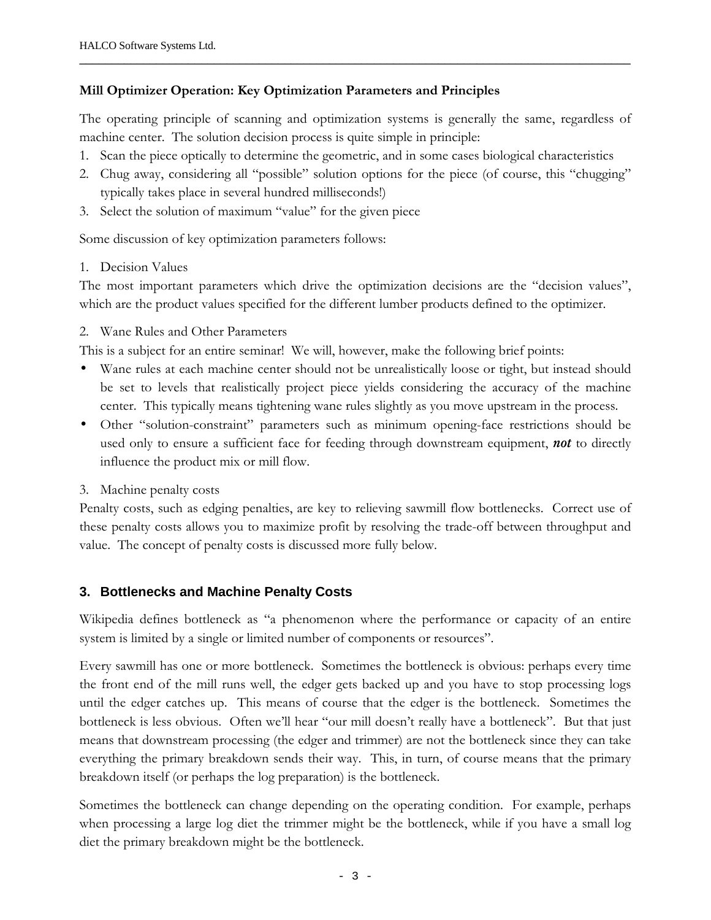**Mill Optimizer Operation: Key Optimization Parameters and Principles**

The operating principle of scanning and optimization systems is generally the same, regardless of machine center. The solution decision process is quite simple in principle:

1. Scan the piece optically to determine the geometric, and in some cases biological characteristics
2. Chug away, considering all "possible" solution options for the piece (of course, this "chugging" typically takes place in several hundred milliseconds!)
3. Select the solution of maximum "value" for the given piece

Some discussion of key optimization parameters follows:

1. Decision Values

The most important parameters which drive the optimization decisions are the "decision values", which are the product values specified for the different lumber products defined to the optimizer.

2. Wane Rules and Other Parameters

This is a subject for an entire seminar! We will, however, make the following brief points:

- Wane rules at each machine center should not be unrealistically loose or tight, but instead should be set to levels that realistically project piece yields considering the accuracy of the machine center. This typically means tightening wane rules slightly as you move upstream in the process.
- Other "solution-constraint" parameters such as minimum opening-face restrictions should be used only to ensure a sufficient face for feeding through downstream equipment, ***not*** to directly influence the product mix or mill flow.

3. Machine penalty costs

Penalty costs, such as edging penalties, are key to relieving sawmill flow bottlenecks. Correct use of these penalty costs allows you to maximize profit by resolving the trade-off between throughput and value. The concept of penalty costs is discussed more fully below.

## 3. Bottlenecks and Machine Penalty Costs

Wikipedia defines bottleneck as "a phenomenon where the performance or capacity of an entire system is limited by a single or limited number of components or resources".

Every sawmill has one or more bottleneck. Sometimes the bottleneck is obvious: perhaps every time the front end of the mill runs well, the edger gets backed up and you have to stop processing logs until the edger catches up. This means of course that the edger is the bottleneck. Sometimes the bottleneck is less obvious. Often we'll hear "our mill doesn't really have a bottleneck". But that just means that downstream processing (the edger and trimmer) are not the bottleneck since they can take everything the primary breakdown sends their way. This, in turn, of course means that the primary breakdown itself (or perhaps the log preparation) is the bottleneck.

Sometimes the bottleneck can change depending on the operating condition. For example, perhaps when processing a large log diet the trimmer might be the bottleneck, while if you have a small log diet the primary breakdown might be the bottleneck.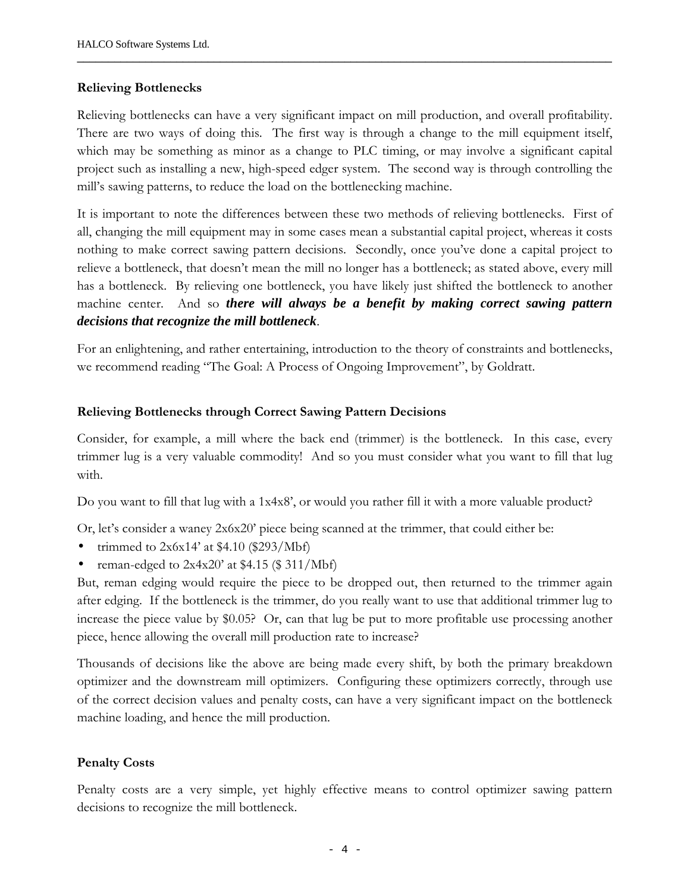**Relieving Bottlenecks**

Relieving bottlenecks can have a very significant impact on mill production, and overall profitability. There are two ways of doing this. The first way is through a change to the mill equipment itself, which may be something as minor as a change to PLC timing, or may involve a significant capital project such as installing a new, high-speed edger system. The second way is through controlling the mill's sawing patterns, to reduce the load on the bottlenecking machine.

It is important to note the differences between these two methods of relieving bottlenecks. First of all, changing the mill equipment may in some cases mean a substantial capital project, whereas it costs nothing to make correct sawing pattern decisions. Secondly, once you've done a capital project to relieve a bottleneck, that doesn't mean the mill no longer has a bottleneck; as stated above, every mill has a bottleneck. By relieving one bottleneck, you have likely just shifted the bottleneck to another machine center. And so ***there will always be a benefit by making correct sawing pattern decisions that recognize the mill bottleneck***.

For an enlightening, and rather entertaining, introduction to the theory of constraints and bottlenecks, we recommend reading "The Goal: A Process of Ongoing Improvement", by Goldratt.

**Relieving Bottlenecks through Correct Sawing Pattern Decisions**

Consider, for example, a mill where the back end (trimmer) is the bottleneck. In this case, every trimmer lug is a very valuable commodity! And so you must consider what you want to fill that lug with.

Do you want to fill that lug with a 1x4x8', or would you rather fill it with a more valuable product?

Or, let's consider a waney 2x6x20' piece being scanned at the trimmer, that could either be:

- trimmed to 2x6x14' at $4.10 ($293/Mbf)
- reman-edged to 2x4x20' at $4.15 ($ 311/Mbf)

But, reman edging would require the piece to be dropped out, then returned to the trimmer again after edging. If the bottleneck is the trimmer, do you really want to use that additional trimmer lug to increase the piece value by $0.05? Or, can that lug be put to more profitable use processing another piece, hence allowing the overall mill production rate to increase?

Thousands of decisions like the above are being made every shift, by both the primary breakdown optimizer and the downstream mill optimizers. Configuring these optimizers correctly, through use of the correct decision values and penalty costs, can have a very significant impact on the bottleneck machine loading, and hence the mill production.

**Penalty Costs**

Penalty costs are a very simple, yet highly effective means to control optimizer sawing pattern decisions to recognize the mill bottleneck.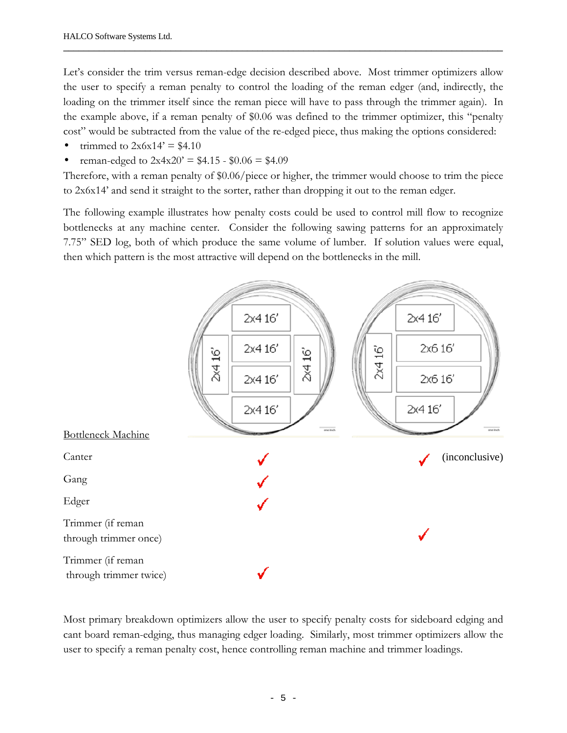Let's consider the trim versus reman-edge decision described above. Most trimmer optimizers allow the user to specify a reman penalty to control the loading of the reman edger (and, indirectly, the loading on the trimmer itself since the reman piece will have to pass through the trimmer again). In the example above, if a reman penalty of \$0.06 was defined to the trimmer optimizer, this "penalty cost" would be subtracted from the value of the re-edged piece, thus making the options considered:

- trimmed to 2x6x14' = \$4.10
- reman-edged to 2x4x20' = \$4.15 - \$0.06 = \$4.09

Therefore, with a reman penalty of \$0.06/piece or higher, the trimmer would choose to trim the piece to 2x6x14' and send it straight to the sorter, rather than dropping it out to the reman edger.

The following example illustrates how penalty costs could be used to control mill flow to recognize bottlenecks at any machine center. Consider the following sawing patterns for an approximately 7.75" SED log, both of which produce the same volume of lumber. If solution values were equal, then which pattern is the most attractive will depend on the bottlenecks in the mill.

| Bottleneck Machine | Pattern 1: 2x4 16' (vertical), 2x4 16', 2x4 16', 2x4 16', 2x4 16', 2x4 16' (vertical) | Pattern 2: 2x4 16' (vertical), 2x4 16', 2x6 16', 2x6 16', 2x4 16' |
|---|---|---|
| Canter | ✓ | ✓ (inconclusive) |
| Gang | ✓ | |
| Edger | ✓ | |
| Trimmer (if reman through trimmer once) | | ✓ |
| Trimmer (if reman through trimmer twice) | ✓ | |

Most primary breakdown optimizers allow the user to specify penalty costs for sideboard edging and cant board reman-edging, thus managing edger loading. Similarly, most trimmer optimizers allow the user to specify a reman penalty cost, hence controlling reman machine and trimmer loadings.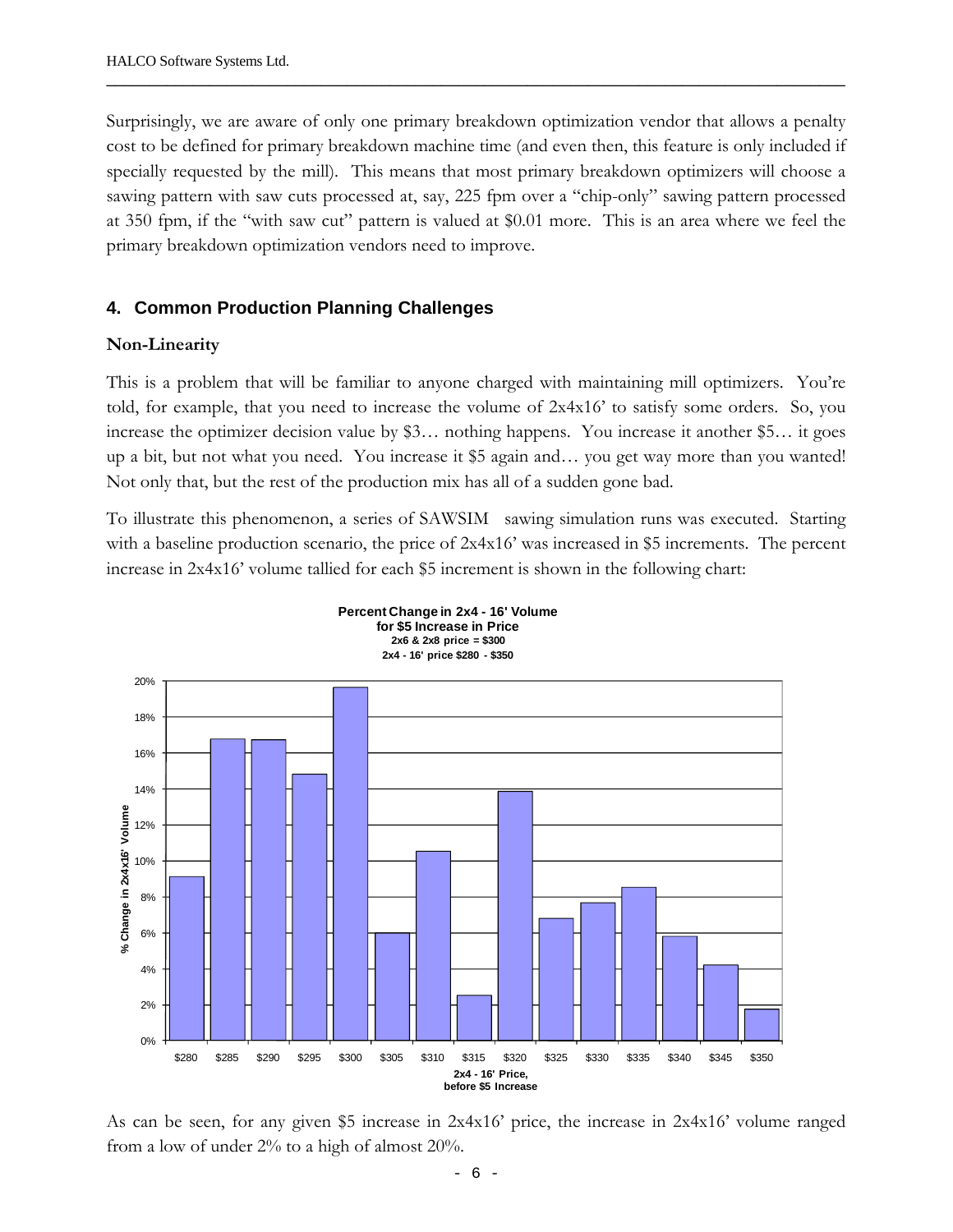Surprisingly, we are aware of only one primary breakdown optimization vendor that allows a penalty cost to be defined for primary breakdown machine time (and even then, this feature is only included if specially requested by the mill). This means that most primary breakdown optimizers will choose a sawing pattern with saw cuts processed at, say, 225 fpm over a "chip-only" sawing pattern processed at 350 fpm, if the "with saw cut" pattern is valued at $0.01 more. This is an area where we feel the primary breakdown optimization vendors need to improve.

## 4. Common Production Planning Challenges

### Non-Linearity

This is a problem that will be familiar to anyone charged with maintaining mill optimizers. You're told, for example, that you need to increase the volume of 2x4x16' to satisfy some orders. So, you increase the optimizer decision value by $3… nothing happens. You increase it another $5… it goes up a bit, but not what you need. You increase it $5 again and… you get way more than you wanted! Not only that, but the rest of the production mix has all of a sudden gone bad.

To illustrate this phenomenon, a series of SAWSIM sawing simulation runs was executed. Starting with a baseline production scenario, the price of 2x4x16' was increased in $5 increments. The percent increase in 2x4x16' volume tallied for each $5 increment is shown in the following chart:

**Percent Change in 2x4 - 16' Volume for $5 Increase in Price**
2x6 & 2x8 price = $300
2x4 - 16' price $280 - $350

| 2x4 - 16' Price, before $5 Increase | % Change in 2x4x16' Volume (approx.) |
|---|---|
| $280 | 9.1% |
| $285 | 16.8% |
| $290 | 16.7% |
| $295 | 14.8% |
| $300 | 19.6% |
| $305 | 6.0% |
| $310 | 10.5% |
| $315 | 2.5% |
| $320 | 13.8% |
| $325 | 6.8% |
| $330 | 7.7% |
| $335 | 8.5% |
| $340 | 5.8% |
| $345 | 4.2% |
| $350 | 1.7% |

As can be seen, for any given $5 increase in 2x4x16' price, the increase in 2x4x16' volume ranged from a low of under 2% to a high of almost 20%.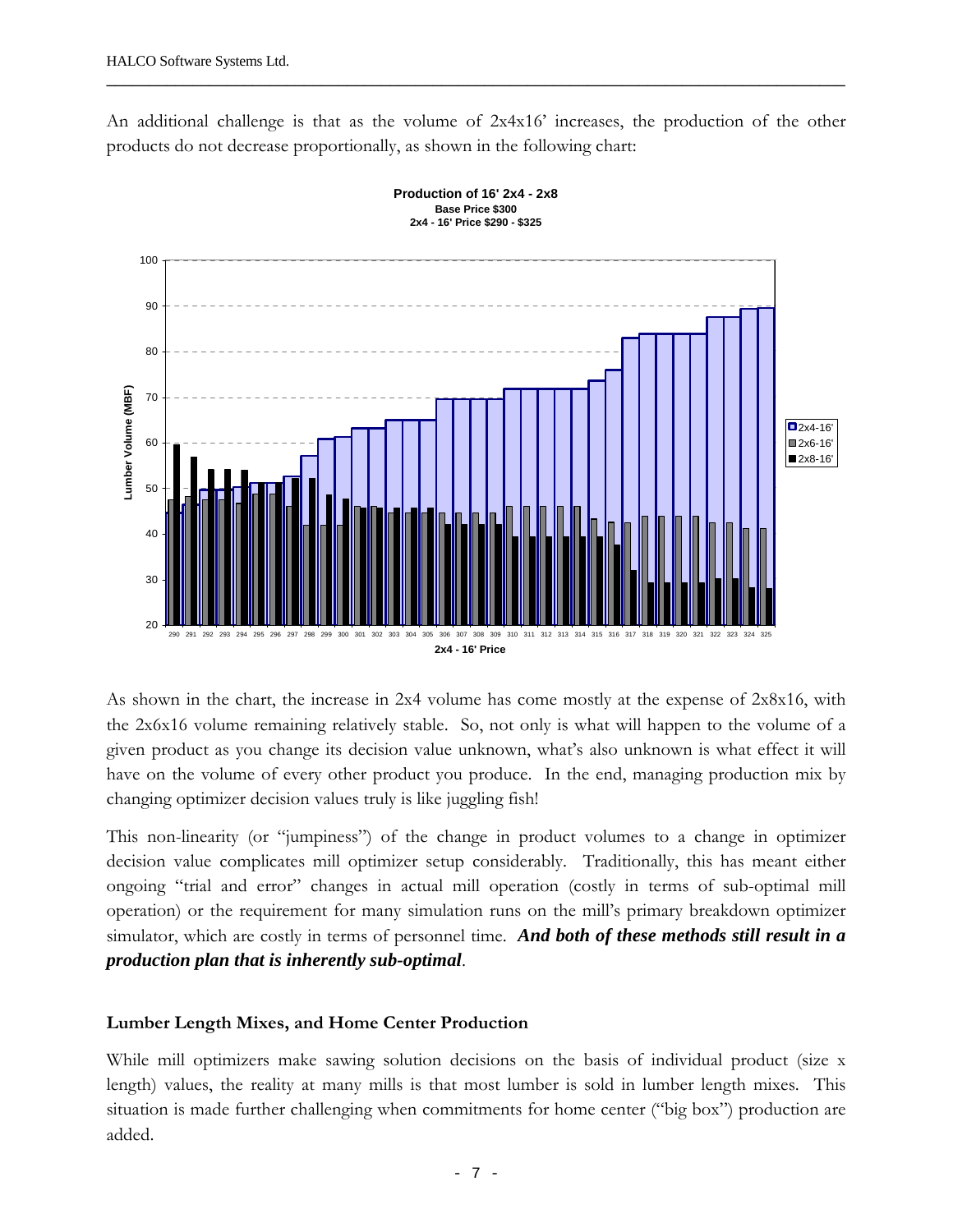An additional challenge is that as the volume of 2x4x16' increases, the production of the other products do not decrease proportionally, as shown in the following chart:

As shown in the chart, the increase in 2x4 volume has come mostly at the expense of 2x8x16, with the 2x6x16 volume remaining relatively stable. So, not only is what will happen to the volume of a given product as you change its decision value unknown, what's also unknown is what effect it will have on the volume of every other product you produce. In the end, managing production mix by changing optimizer decision values truly is like juggling fish!

This non-linearity (or "jumpiness") of the change in product volumes to a change in optimizer decision value complicates mill optimizer setup considerably. Traditionally, this has meant either ongoing "trial and error" changes in actual mill operation (costly in terms of sub-optimal mill operation) or the requirement for many simulation runs on the mill's primary breakdown optimizer simulator, which are costly in terms of personnel time. ***And both of these methods still result in a production plan that is inherently sub-optimal***.

## Lumber Length Mixes, and Home Center Production

While mill optimizers make sawing solution decisions on the basis of individual product (size x length) values, the reality at many mills is that most lumber is sold in lumber length mixes. This situation is made further challenging when commitments for home center ("big box") production are added.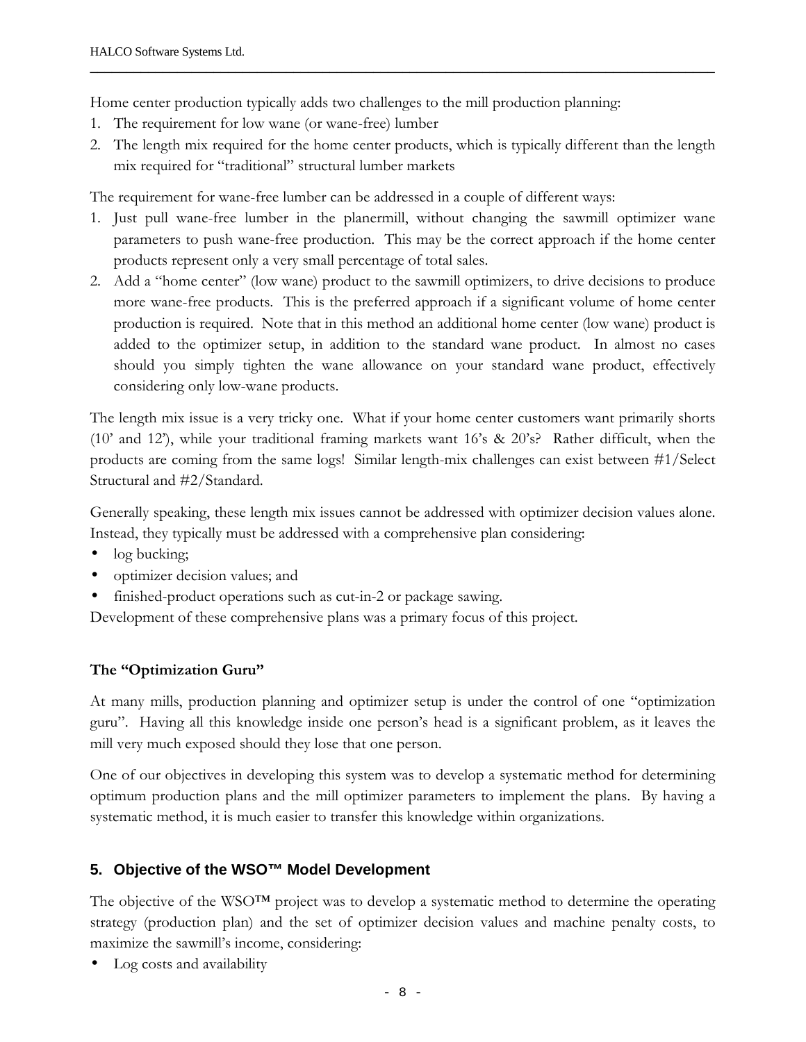Home center production typically adds two challenges to the mill production planning:

1. The requirement for low wane (or wane-free) lumber
2. The length mix required for the home center products, which is typically different than the length mix required for "traditional" structural lumber markets

The requirement for wane-free lumber can be addressed in a couple of different ways:

1. Just pull wane-free lumber in the planermill, without changing the sawmill optimizer wane parameters to push wane-free production. This may be the correct approach if the home center products represent only a very small percentage of total sales.
2. Add a "home center" (low wane) product to the sawmill optimizers, to drive decisions to produce more wane-free products. This is the preferred approach if a significant volume of home center production is required. Note that in this method an additional home center (low wane) product is added to the optimizer setup, in addition to the standard wane product. In almost no cases should you simply tighten the wane allowance on your standard wane product, effectively considering only low-wane products.

The length mix issue is a very tricky one. What if your home center customers want primarily shorts (10' and 12'), while your traditional framing markets want 16's & 20's? Rather difficult, when the products are coming from the same logs! Similar length-mix challenges can exist between #1/Select Structural and #2/Standard.

Generally speaking, these length mix issues cannot be addressed with optimizer decision values alone. Instead, they typically must be addressed with a comprehensive plan considering:

- log bucking;
- optimizer decision values; and
- finished-product operations such as cut-in-2 or package sawing.

Development of these comprehensive plans was a primary focus of this project.

### The "Optimization Guru"

At many mills, production planning and optimizer setup is under the control of one "optimization guru". Having all this knowledge inside one person's head is a significant problem, as it leaves the mill very much exposed should they lose that one person.

One of our objectives in developing this system was to develop a systematic method for determining optimum production plans and the mill optimizer parameters to implement the plans. By having a systematic method, it is much easier to transfer this knowledge within organizations.

## 5. Objective of the WSO™ Model Development

The objective of the WSO™ project was to develop a systematic method to determine the operating strategy (production plan) and the set of optimizer decision values and machine penalty costs, to maximize the sawmill's income, considering:

- Log costs and availability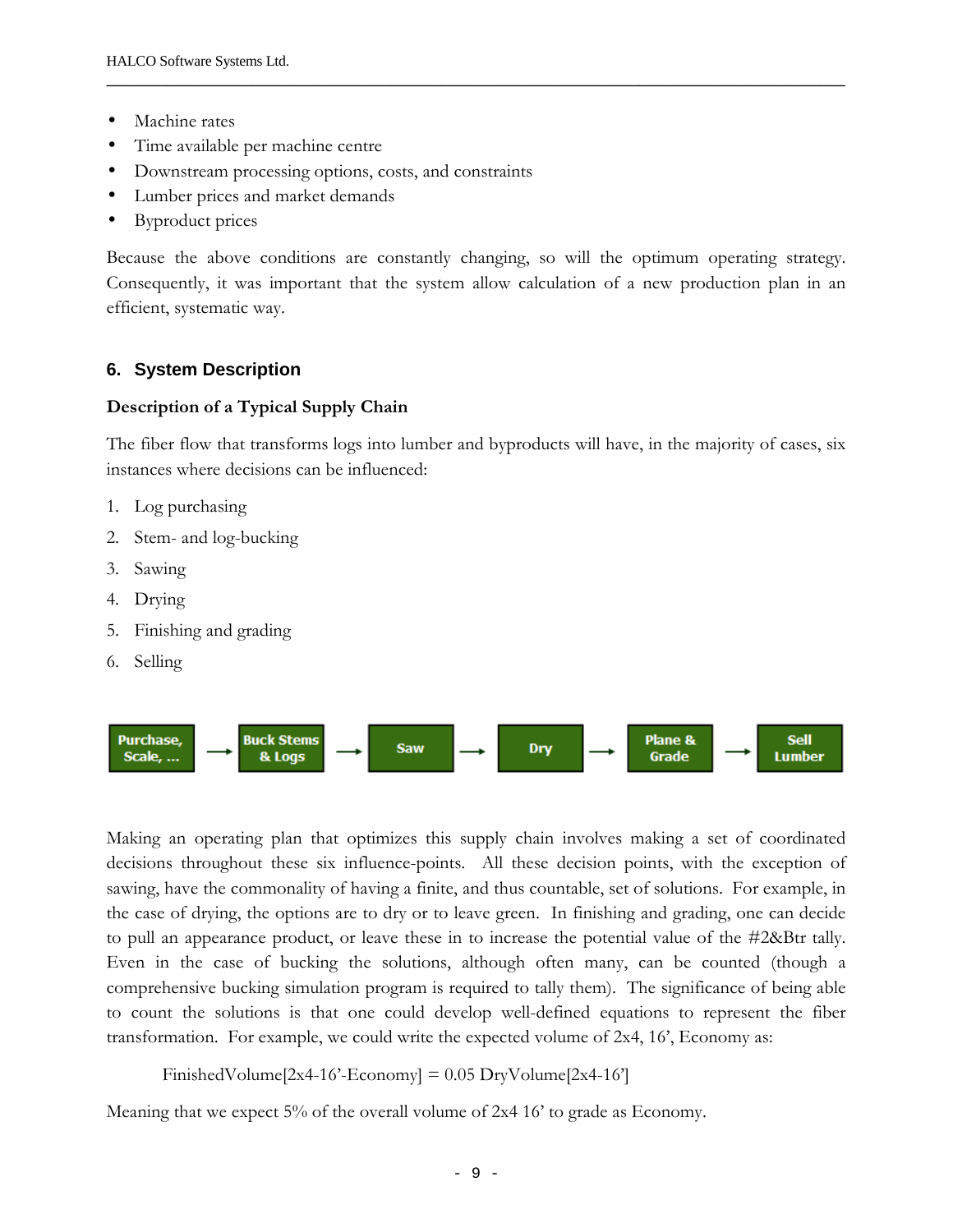- Machine rates
- Time available per machine centre
- Downstream processing options, costs, and constraints
- Lumber prices and market demands
- Byproduct prices

Because the above conditions are constantly changing, so will the optimum operating strategy. Consequently, it was important that the system allow calculation of a new production plan in an efficient, systematic way.

## 6. System Description

### Description of a Typical Supply Chain

The fiber flow that transforms logs into lumber and byproducts will have, in the majority of cases, six instances where decisions can be influenced:

1. Log purchasing
2. Stem- and log-bucking
3. Sawing
4. Drying
5. Finishing and grading
6. Selling

Purchase, Scale, … → Buck Stems & Logs → Saw → Dry → Plane & Grade → Sell Lumber

Making an operating plan that optimizes this supply chain involves making a set of coordinated decisions throughout these six influence-points. All these decision points, with the exception of sawing, have the commonality of having a finite, and thus countable, set of solutions. For example, in the case of drying, the options are to dry or to leave green. In finishing and grading, one can decide to pull an appearance product, or leave these in to increase the potential value of the #2&Btr tally. Even in the case of bucking the solutions, although often many, can be counted (though a comprehensive bucking simulation program is required to tally them). The significance of being able to count the solutions is that one could develop well-defined equations to represent the fiber transformation. For example, we could write the expected volume of 2x4, 16', Economy as:

FinishedVolume[2x4-16'-Economy] = 0.05 DryVolume[2x4-16']

Meaning that we expect 5% of the overall volume of 2x4 16' to grade as Economy.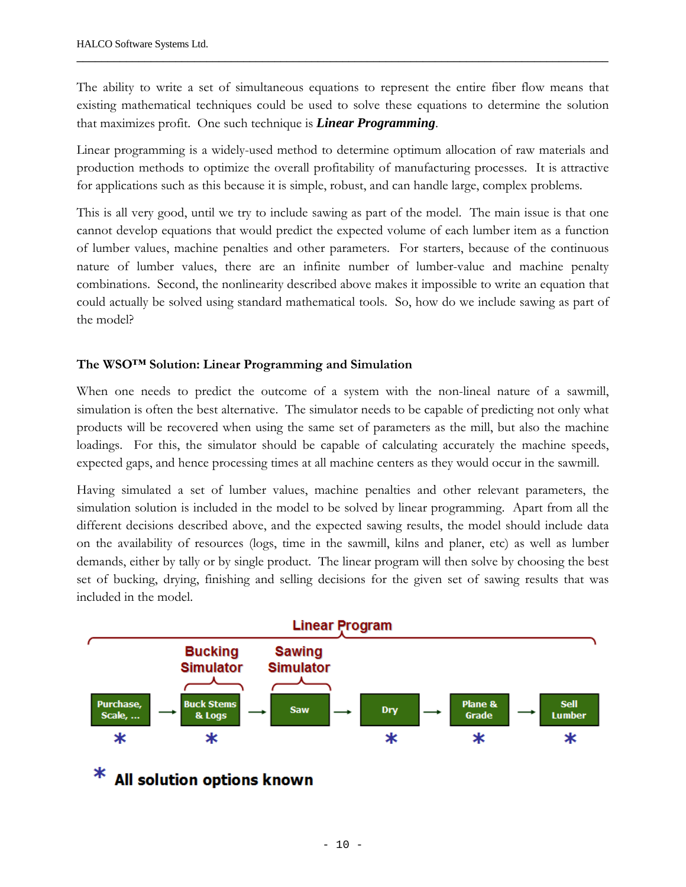The ability to write a set of simultaneous equations to represent the entire fiber flow means that existing mathematical techniques could be used to solve these equations to determine the solution that maximizes profit. One such technique is ***Linear Programming***.

Linear programming is a widely-used method to determine optimum allocation of raw materials and production methods to optimize the overall profitability of manufacturing processes. It is attractive for applications such as this because it is simple, robust, and can handle large, complex problems.

This is all very good, until we try to include sawing as part of the model. The main issue is that one cannot develop equations that would predict the expected volume of each lumber item as a function of lumber values, machine penalties and other parameters. For starters, because of the continuous nature of lumber values, there are an infinite number of lumber-value and machine penalty combinations. Second, the nonlinearity described above makes it impossible to write an equation that could actually be solved using standard mathematical tools. So, how do we include sawing as part of the model?

### The WSO™ Solution: Linear Programming and Simulation

When one needs to predict the outcome of a system with the non-lineal nature of a sawmill, simulation is often the best alternative. The simulator needs to be capable of predicting not only what products will be recovered when using the same set of parameters as the mill, but also the machine loadings. For this, the simulator should be capable of calculating accurately the machine speeds, expected gaps, and hence processing times at all machine centers as they would occur in the sawmill.

Having simulated a set of lumber values, machine penalties and other relevant parameters, the simulation solution is included in the model to be solved by linear programming. Apart from all the different decisions described above, and the expected sawing results, the model should include data on the availability of resources (logs, time in the sawmill, kilns and planer, etc) as well as lumber demands, either by tally or by single product. The linear program will then solve by choosing the best set of bucking, drying, finishing and selling decisions for the given set of sawing results that was included in the model.

Linear Program

Bucking Simulator | Sawing Simulator

Purchase, Scale, ... * → Buck Stems & Logs * → Saw → Dry * → Plane & Grade * → Sell Lumber *

* All solution options known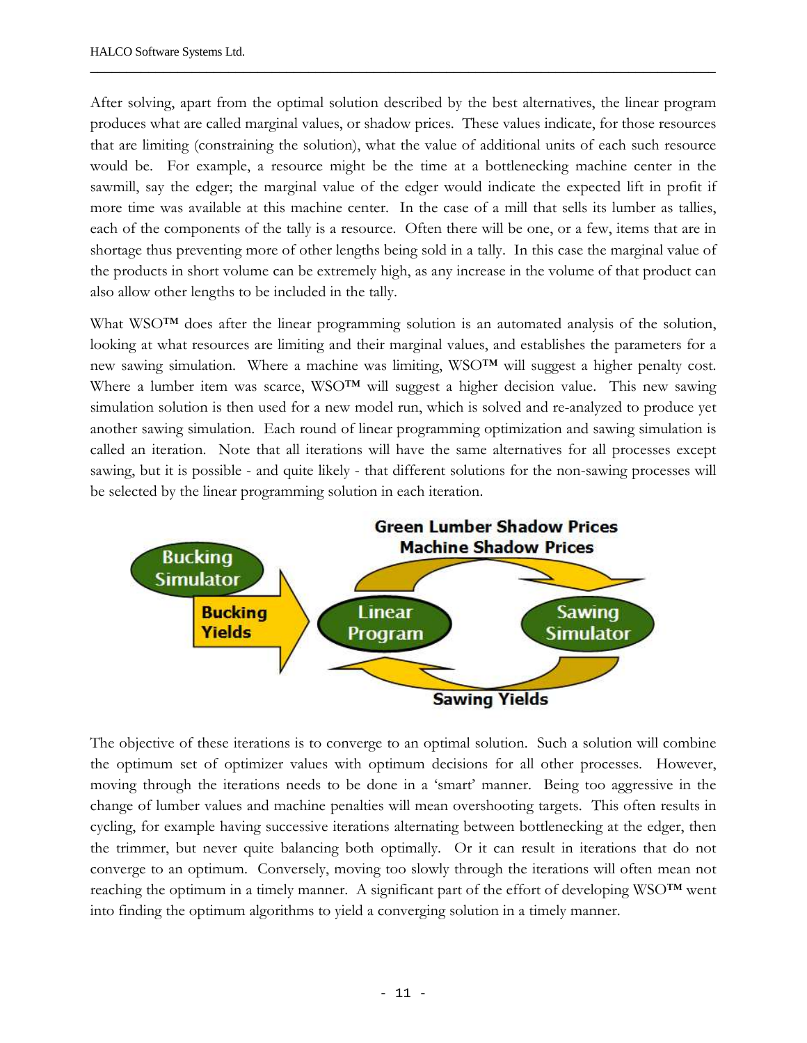After solving, apart from the optimal solution described by the best alternatives, the linear program produces what are called marginal values, or shadow prices. These values indicate, for those resources that are limiting (constraining the solution), what the value of additional units of each such resource would be. For example, a resource might be the time at a bottlenecking machine center in the sawmill, say the edger; the marginal value of the edger would indicate the expected lift in profit if more time was available at this machine center. In the case of a mill that sells its lumber as tallies, each of the components of the tally is a resource. Often there will be one, or a few, items that are in shortage thus preventing more of other lengths being sold in a tally. In this case the marginal value of the products in short volume can be extremely high, as any increase in the volume of that product can also allow other lengths to be included in the tally.

What WSO™ does after the linear programming solution is an automated analysis of the solution, looking at what resources are limiting and their marginal values, and establishes the parameters for a new sawing simulation. Where a machine was limiting, WSO™ will suggest a higher penalty cost. Where a lumber item was scarce, WSO™ will suggest a higher decision value. This new sawing simulation solution is then used for a new model run, which is solved and re-analyzed to produce yet another sawing simulation. Each round of linear programming optimization and sawing simulation is called an iteration. Note that all iterations will have the same alternatives for all processes except sawing, but it is possible - and quite likely - that different solutions for the non-sawing processes will be selected by the linear programming solution in each iteration.

The objective of these iterations is to converge to an optimal solution. Such a solution will combine the optimum set of optimizer values with optimum decisions for all other processes. However, moving through the iterations needs to be done in a 'smart' manner. Being too aggressive in the change of lumber values and machine penalties will mean overshooting targets. This often results in cycling, for example having successive iterations alternating between bottlenecking at the edger, then the trimmer, but never quite balancing both optimally. Or it can result in iterations that do not converge to an optimum. Conversely, moving too slowly through the iterations will often mean not reaching the optimum in a timely manner. A significant part of the effort of developing WSO™ went into finding the optimum algorithms to yield a converging solution in a timely manner.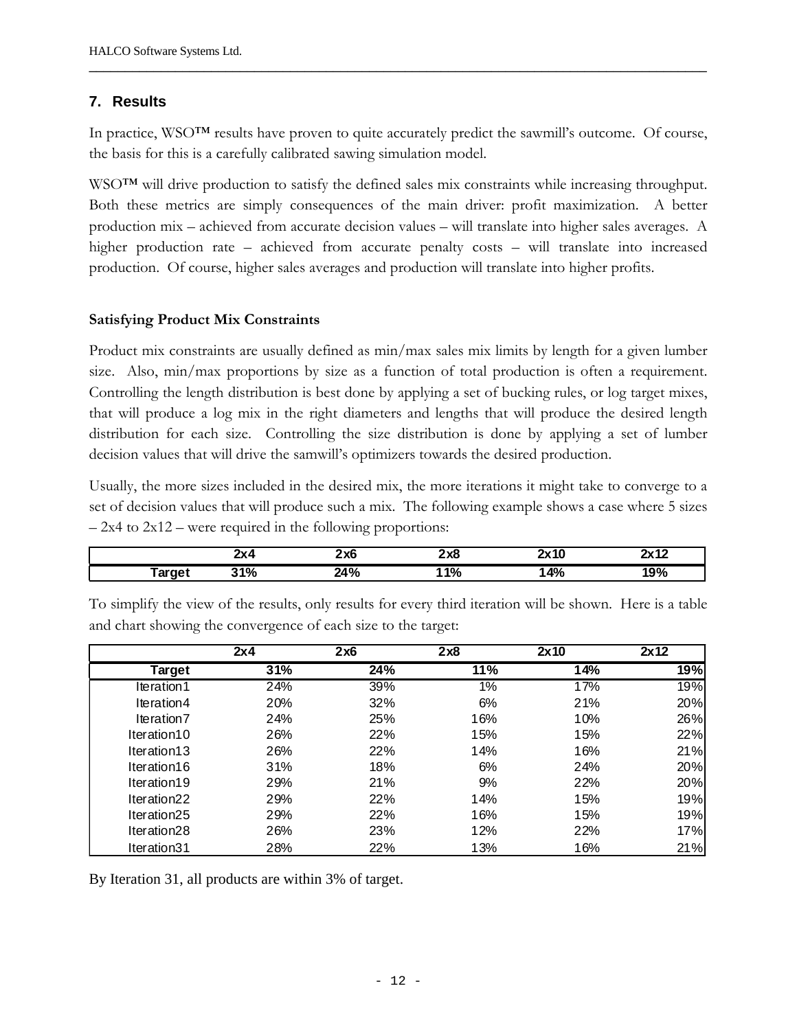## 7. Results

In practice, WSO™ results have proven to quite accurately predict the sawmill's outcome. Of course, the basis for this is a carefully calibrated sawing simulation model.

WSO™ will drive production to satisfy the defined sales mix constraints while increasing throughput. Both these metrics are simply consequences of the main driver: profit maximization. A better production mix – achieved from accurate decision values – will translate into higher sales averages. A higher production rate – achieved from accurate penalty costs – will translate into increased production. Of course, higher sales averages and production will translate into higher profits.

### Satisfying Product Mix Constraints

Product mix constraints are usually defined as min/max sales mix limits by length for a given lumber size. Also, min/max proportions by size as a function of total production is often a requirement. Controlling the length distribution is best done by applying a set of bucking rules, or log target mixes, that will produce a log mix in the right diameters and lengths that will produce the desired length distribution for each size. Controlling the size distribution is done by applying a set of lumber decision values that will drive the samwill's optimizers towards the desired production.

Usually, the more sizes included in the desired mix, the more iterations it might take to converge to a set of decision values that will produce such a mix. The following example shows a case where 5 sizes – 2x4 to 2x12 – were required in the following proportions:

| | 2x4 | 2x6 | 2x8 | 2x10 | 2x12 |
|---|---|---|---|---|---|
| **Target** | 31% | 24% | 11% | 14% | 19% |

To simplify the view of the results, only results for every third iteration will be shown. Here is a table and chart showing the convergence of each size to the target:

| | 2x4 | 2x6 | 2x8 | 2x10 | 2x12 |
|---|---|---|---|---|---|
| **Target** | **31%** | **24%** | **11%** | **14%** | **19%** |
| Iteration1 | 24% | 39% | 1% | 17% | 19% |
| Iteration4 | 20% | 32% | 6% | 21% | 20% |
| Iteration7 | 24% | 25% | 16% | 10% | 26% |
| Iteration10 | 26% | 22% | 15% | 15% | 22% |
| Iteration13 | 26% | 22% | 14% | 16% | 21% |
| Iteration16 | 31% | 18% | 6% | 24% | 20% |
| Iteration19 | 29% | 21% | 9% | 22% | 20% |
| Iteration22 | 29% | 22% | 14% | 15% | 19% |
| Iteration25 | 29% | 22% | 16% | 15% | 19% |
| Iteration28 | 26% | 23% | 12% | 22% | 17% |
| Iteration31 | 28% | 22% | 13% | 16% | 21% |

By Iteration 31, all products are within 3% of target.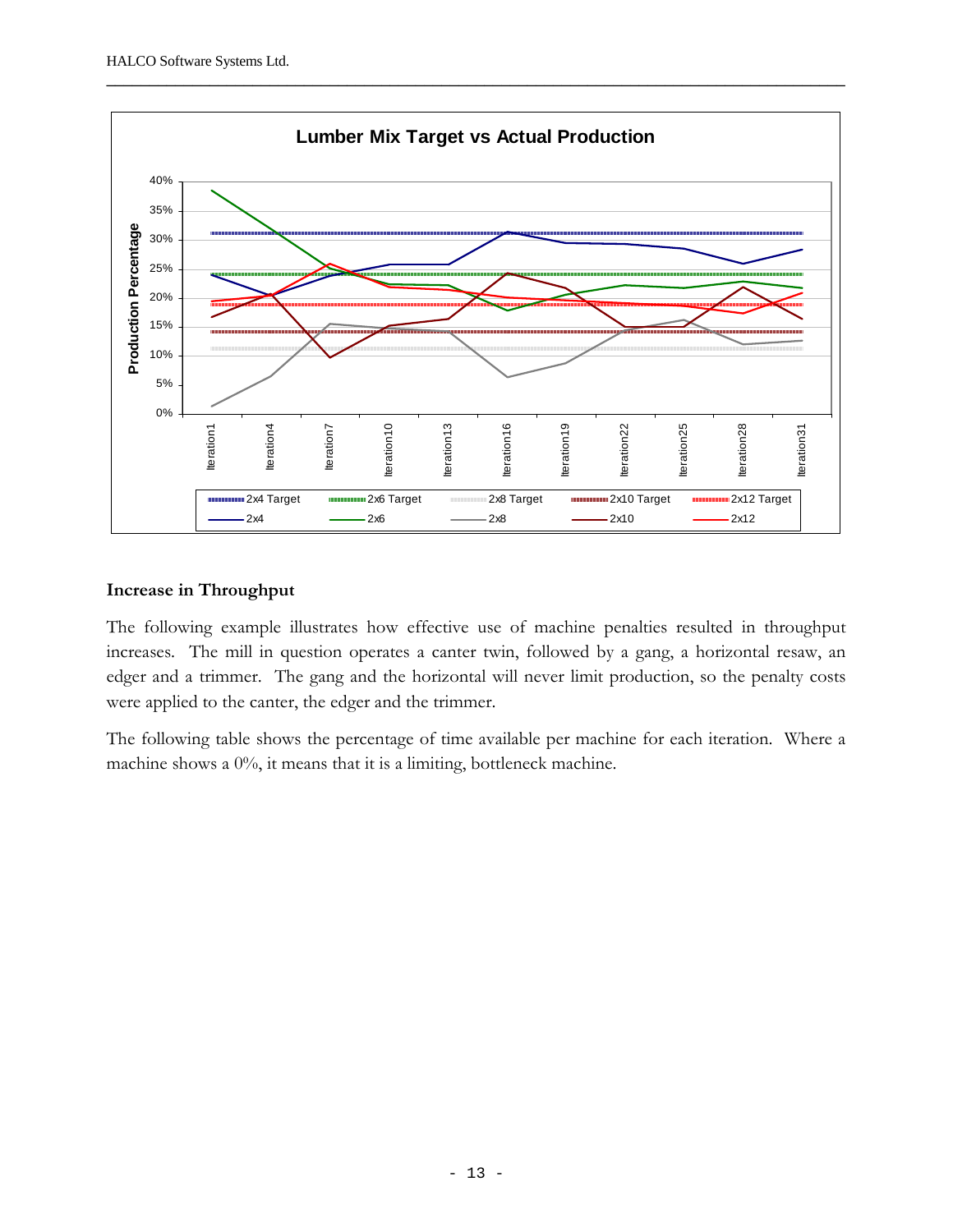### Increase in Throughput

The following example illustrates how effective use of machine penalties resulted in throughput increases. The mill in question operates a canter twin, followed by a gang, a horizontal resaw, an edger and a trimmer. The gang and the horizontal will never limit production, so the penalty costs were applied to the canter, the edger and the trimmer.

The following table shows the percentage of time available per machine for each iteration. Where a machine shows a 0%, it means that it is a limiting, bottleneck machine.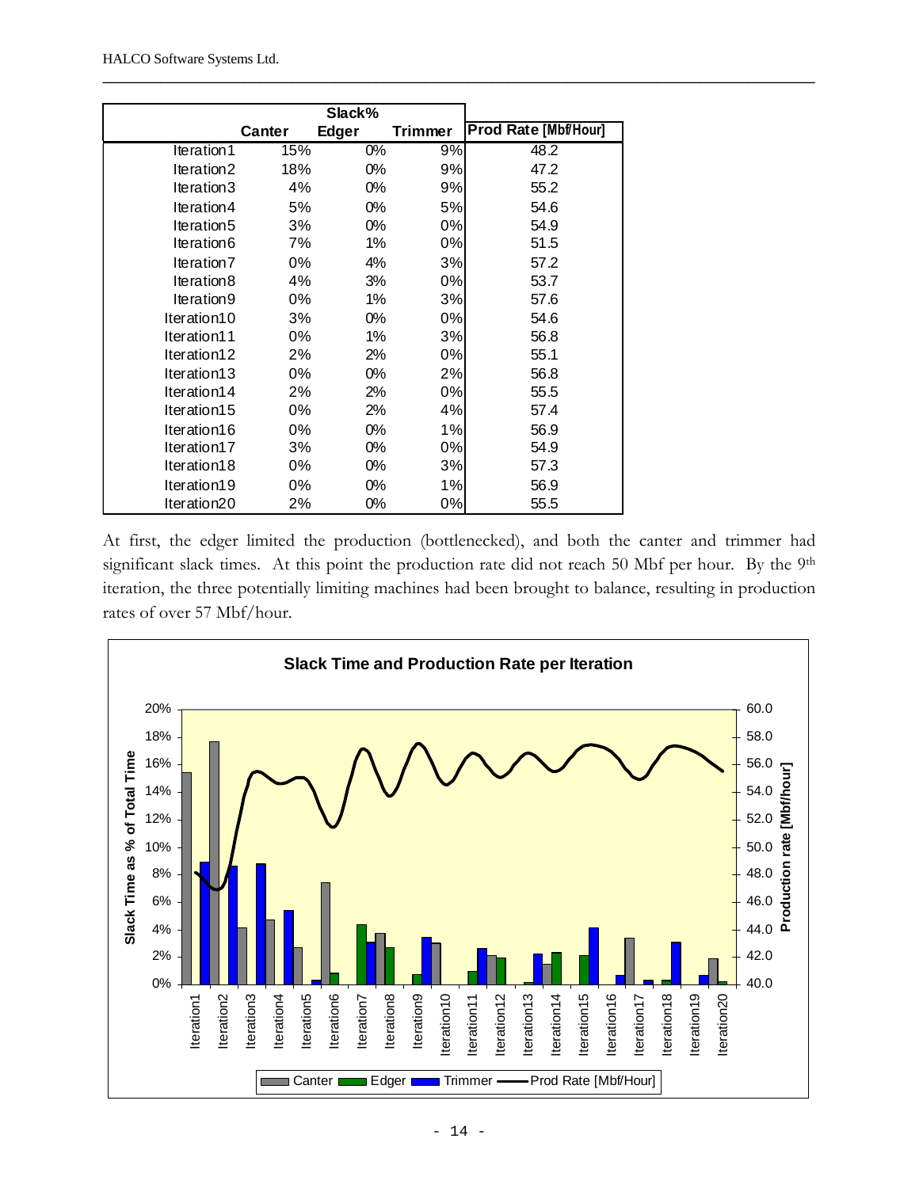| | Slack% | | | |
|---|---|---|---|---|
| | Canter | Edger | Trimmer | Prod Rate [Mbf/Hour] |
| Iteration1 | 15% | 0% | 9% | 48.2 |
| Iteration2 | 18% | 0% | 9% | 47.2 |
| Iteration3 | 4% | 0% | 9% | 55.2 |
| Iteration4 | 5% | 0% | 5% | 54.6 |
| Iteration5 | 3% | 0% | 0% | 54.9 |
| Iteration6 | 7% | 1% | 0% | 51.5 |
| Iteration7 | 0% | 4% | 3% | 57.2 |
| Iteration8 | 4% | 3% | 0% | 53.7 |
| Iteration9 | 0% | 1% | 3% | 57.6 |
| Iteration10 | 3% | 0% | 0% | 54.6 |
| Iteration11 | 0% | 1% | 3% | 56.8 |
| Iteration12 | 2% | 2% | 0% | 55.1 |
| Iteration13 | 0% | 0% | 2% | 56.8 |
| Iteration14 | 2% | 2% | 0% | 55.5 |
| Iteration15 | 0% | 2% | 4% | 57.4 |
| Iteration16 | 0% | 0% | 1% | 56.9 |
| Iteration17 | 3% | 0% | 0% | 54.9 |
| Iteration18 | 0% | 0% | 3% | 57.3 |
| Iteration19 | 0% | 0% | 1% | 56.9 |
| Iteration20 | 2% | 0% | 0% | 55.5 |

At first, the edger limited the production (bottlenecked), and both the canter and trimmer had significant slack times. At this point the production rate did not reach 50 Mbf per hour. By the 9th iteration, the three potentially limiting machines had been brought to balance, resulting in production rates of over 57 Mbf/hour.

**Slack Time and Production Rate per Iteration**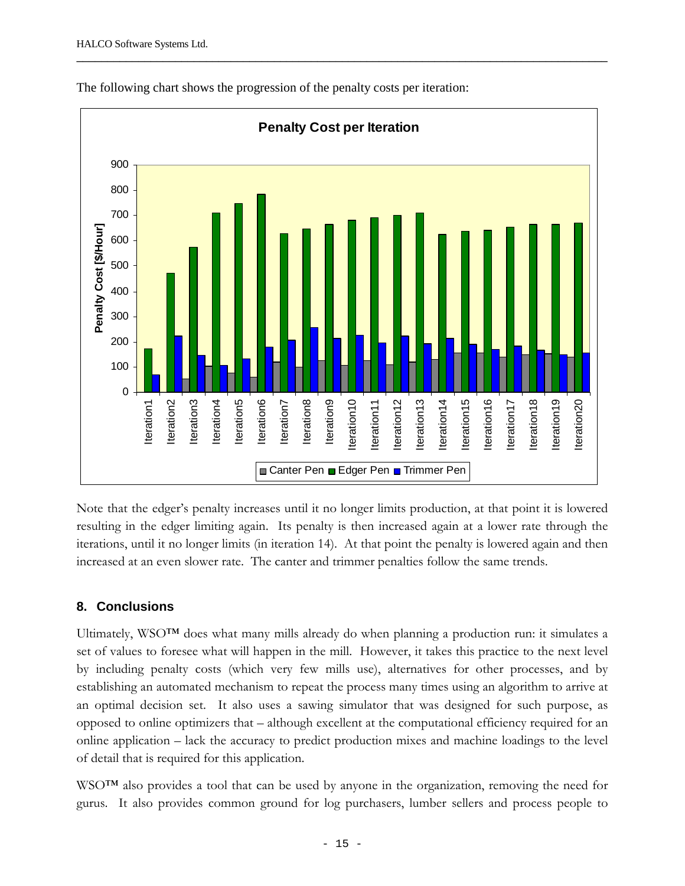The following chart shows the progression of the penalty costs per iteration:

Note that the edger's penalty increases until it no longer limits production, at that point it is lowered resulting in the edger limiting again. Its penalty is then increased again at a lower rate through the iterations, until it no longer limits (in iteration 14). At that point the penalty is lowered again and then increased at an even slower rate. The canter and trimmer penalties follow the same trends.

## 8. Conclusions

Ultimately, WSO™ does what many mills already do when planning a production run: it simulates a set of values to foresee what will happen in the mill. However, it takes this practice to the next level by including penalty costs (which very few mills use), alternatives for other processes, and by establishing an automated mechanism to repeat the process many times using an algorithm to arrive at an optimal decision set. It also uses a sawing simulator that was designed for such purpose, as opposed to online optimizers that – although excellent at the computational efficiency required for an online application – lack the accuracy to predict production mixes and machine loadings to the level of detail that is required for this application.

WSO™ also provides a tool that can be used by anyone in the organization, removing the need for gurus. It also provides common ground for log purchasers, lumber sellers and process people to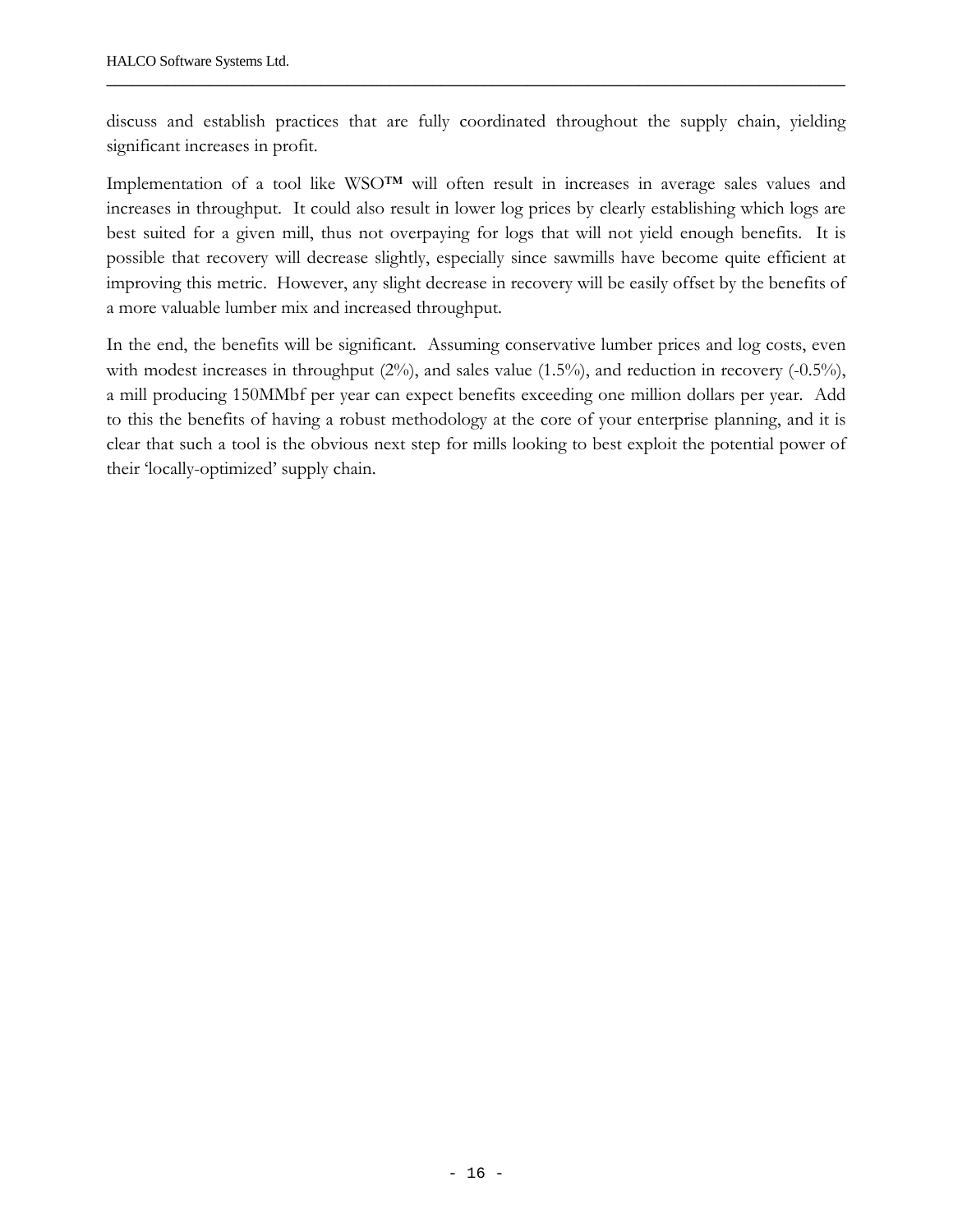discuss and establish practices that are fully coordinated throughout the supply chain, yielding significant increases in profit.

Implementation of a tool like WSO™ will often result in increases in average sales values and increases in throughput. It could also result in lower log prices by clearly establishing which logs are best suited for a given mill, thus not overpaying for logs that will not yield enough benefits. It is possible that recovery will decrease slightly, especially since sawmills have become quite efficient at improving this metric. However, any slight decrease in recovery will be easily offset by the benefits of a more valuable lumber mix and increased throughput.

In the end, the benefits will be significant. Assuming conservative lumber prices and log costs, even with modest increases in throughput (2%), and sales value (1.5%), and reduction in recovery (-0.5%), a mill producing 150MMbf per year can expect benefits exceeding one million dollars per year. Add to this the benefits of having a robust methodology at the core of your enterprise planning, and it is clear that such a tool is the obvious next step for mills looking to best exploit the potential power of their 'locally-optimized' supply chain.